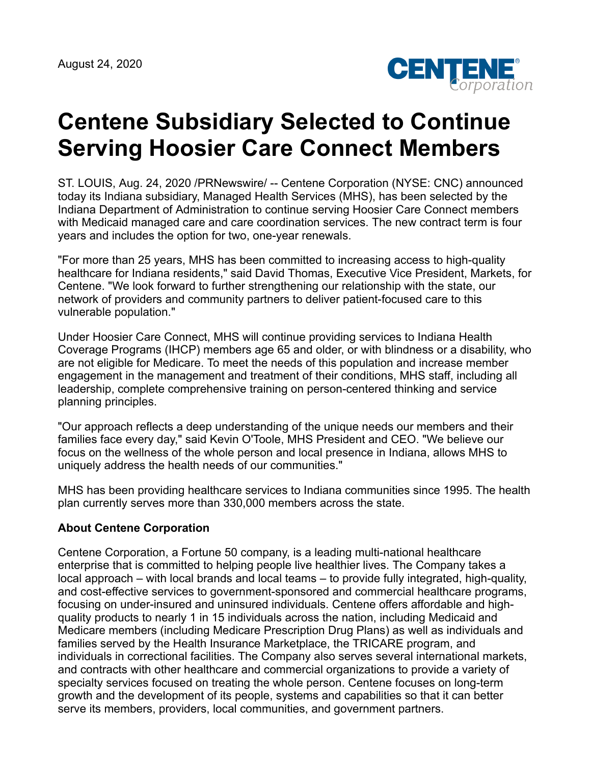August 24, 2020

# Centene Subsidiary Selected to Continue Serving Hoosier Care Connect Members

ST. LOUIS, Aug. 24, 2020 /PRNewswire/ -- Centene Corporation (NYSE: CNC) announced today its Indiana subsidiary, Managed Health Services (MHS), has been selected by the Indiana Department of Administration to continue serving Hoosier Care Connect members with Medicaid managed care and care coordination services. The new contract term is four years and includes the option for two, one-year renewals.

"For more than 25 years, MHS has been committed to increasing access to high-quality healthcare for Indiana residents," said David Thomas, Executive Vice President, Markets, for Centene. "We look forward to further strengthening our relationship with the state, our network of providers and community partners to deliver patient-focused care to this vulnerable population."

Under Hoosier Care Connect, MHS will continue providing services to Indiana Health Coverage Programs (IHCP) members age 65 and older, or with blindness or a disability, who are not eligible for Medicare. To meet the needs of this population and increase member engagement in the management and treatment of their conditions, MHS staff, including all leadership, complete comprehensive training on person-centered thinking and service planning principles.

"Our approach reflects a deep understanding of the unique needs our members and their families face every day," said Kevin O'Toole, MHS President and CEO. "We believe our focus on the wellness of the whole person and local presence in Indiana, allows MHS to uniquely address the health needs of our communities."

MHS has been providing healthcare services to Indiana communities since 1995. The health plan currently serves more than 330,000 members across the state.

**About Centene Corporation**

Centene Corporation, a Fortune 50 company, is a leading multi-national healthcare enterprise that is committed to helping people live healthier lives. The Company takes a local approach – with local brands and local teams – to provide fully integrated, high-quality, and cost-effective services to government-sponsored and commercial healthcare programs, focusing on under-insured and uninsured individuals. Centene offers affordable and high-quality products to nearly 1 in 15 individuals across the nation, including Medicaid and Medicare members (including Medicare Prescription Drug Plans) as well as individuals and families served by the Health Insurance Marketplace, the TRICARE program, and individuals in correctional facilities. The Company also serves several international markets, and contracts with other healthcare and commercial organizations to provide a variety of specialty services focused on treating the whole person. Centene focuses on long-term growth and the development of its people, systems and capabilities so that it can better serve its members, providers, local communities, and government partners.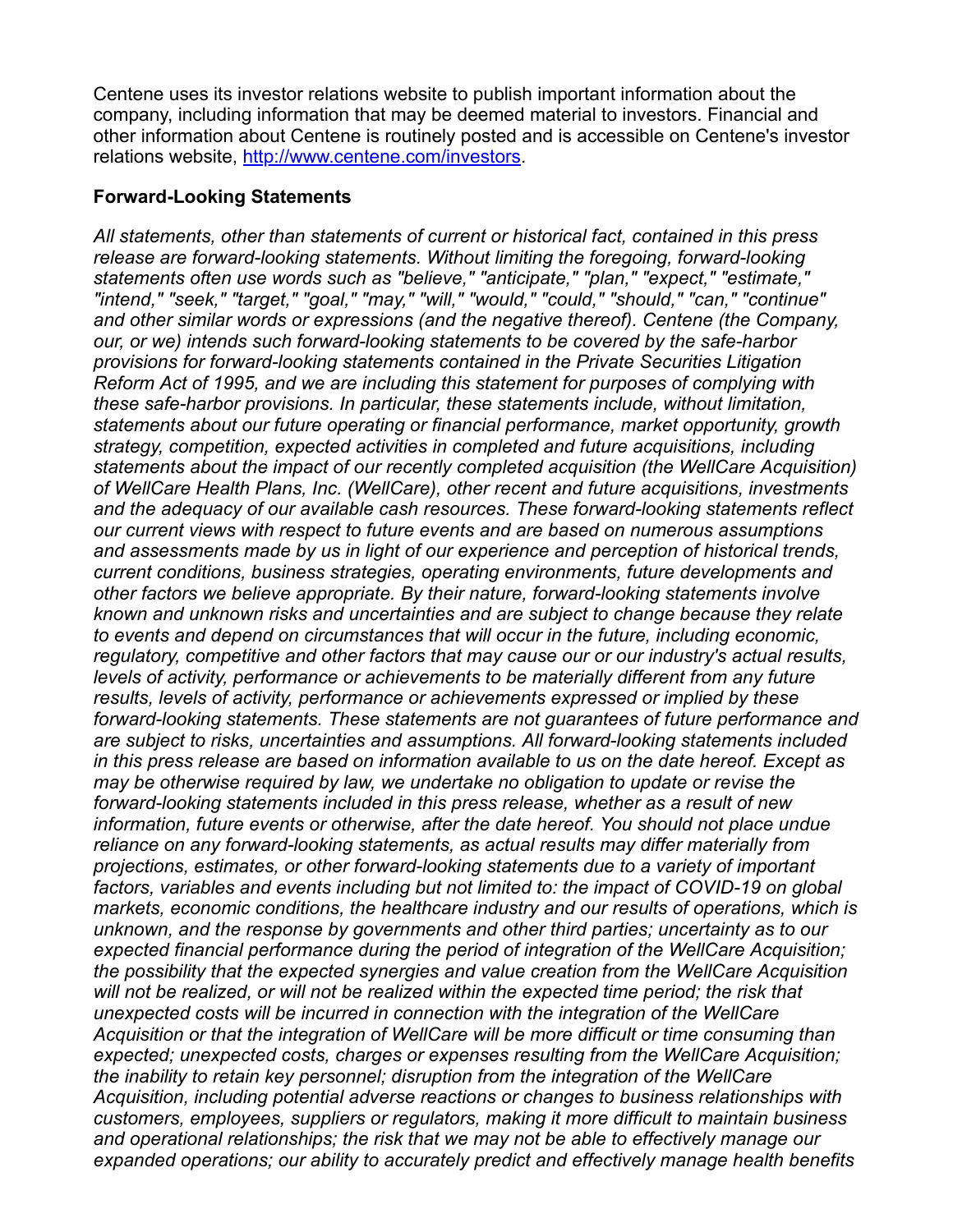Centene uses its investor relations website to publish important information about the company, including information that may be deemed material to investors. Financial and other information about Centene is routinely posted and is accessible on Centene's investor relations website, [http://www.centene.com/investors](http://www.centene.com/investors).

**Forward-Looking Statements**

*All statements, other than statements of current or historical fact, contained in this press release are forward-looking statements. Without limiting the foregoing, forward-looking statements often use words such as "believe," "anticipate," "plan," "expect," "estimate," "intend," "seek," "target," "goal," "may," "will," "would," "could," "should," "can," "continue" and other similar words or expressions (and the negative thereof). Centene (the Company, our, or we) intends such forward-looking statements to be covered by the safe-harbor provisions for forward-looking statements contained in the Private Securities Litigation Reform Act of 1995, and we are including this statement for purposes of complying with these safe-harbor provisions. In particular, these statements include, without limitation, statements about our future operating or financial performance, market opportunity, growth strategy, competition, expected activities in completed and future acquisitions, including statements about the impact of our recently completed acquisition (the WellCare Acquisition) of WellCare Health Plans, Inc. (WellCare), other recent and future acquisitions, investments and the adequacy of our available cash resources. These forward-looking statements reflect our current views with respect to future events and are based on numerous assumptions and assessments made by us in light of our experience and perception of historical trends, current conditions, business strategies, operating environments, future developments and other factors we believe appropriate. By their nature, forward-looking statements involve known and unknown risks and uncertainties and are subject to change because they relate to events and depend on circumstances that will occur in the future, including economic, regulatory, competitive and other factors that may cause our or our industry's actual results, levels of activity, performance or achievements to be materially different from any future results, levels of activity, performance or achievements expressed or implied by these forward-looking statements. These statements are not guarantees of future performance and are subject to risks, uncertainties and assumptions. All forward-looking statements included in this press release are based on information available to us on the date hereof. Except as may be otherwise required by law, we undertake no obligation to update or revise the forward-looking statements included in this press release, whether as a result of new information, future events or otherwise, after the date hereof. You should not place undue reliance on any forward-looking statements, as actual results may differ materially from projections, estimates, or other forward-looking statements due to a variety of important factors, variables and events including but not limited to: the impact of COVID-19 on global markets, economic conditions, the healthcare industry and our results of operations, which is unknown, and the response by governments and other third parties; uncertainty as to our expected financial performance during the period of integration of the WellCare Acquisition; the possibility that the expected synergies and value creation from the WellCare Acquisition will not be realized, or will not be realized within the expected time period; the risk that unexpected costs will be incurred in connection with the integration of the WellCare Acquisition or that the integration of WellCare will be more difficult or time consuming than expected; unexpected costs, charges or expenses resulting from the WellCare Acquisition; the inability to retain key personnel; disruption from the integration of the WellCare Acquisition, including potential adverse reactions or changes to business relationships with customers, employees, suppliers or regulators, making it more difficult to maintain business and operational relationships; the risk that we may not be able to effectively manage our expanded operations; our ability to accurately predict and effectively manage health benefits*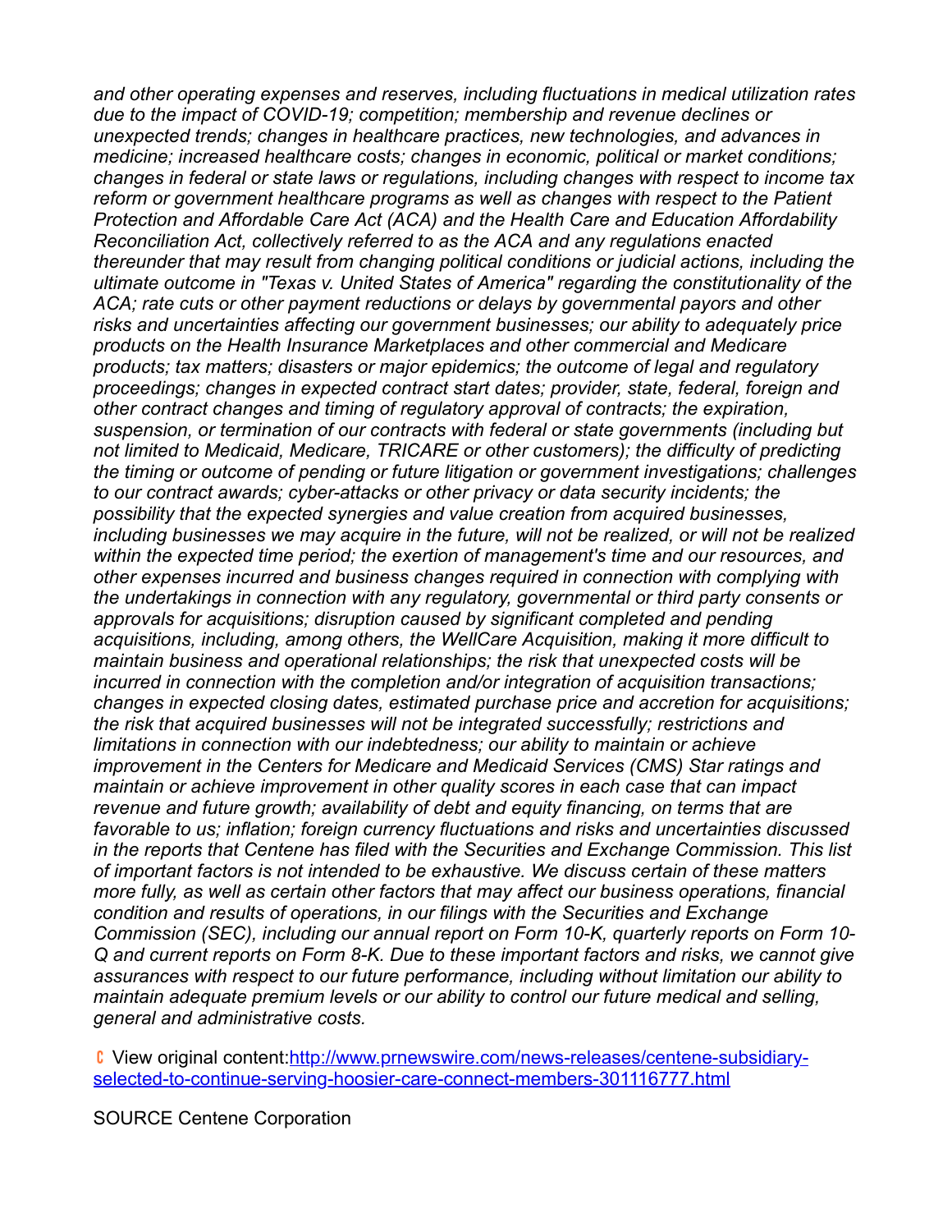*and other operating expenses and reserves, including fluctuations in medical utilization rates due to the impact of COVID-19; competition; membership and revenue declines or unexpected trends; changes in healthcare practices, new technologies, and advances in medicine; increased healthcare costs; changes in economic, political or market conditions; changes in federal or state laws or regulations, including changes with respect to income tax reform or government healthcare programs as well as changes with respect to the Patient Protection and Affordable Care Act (ACA) and the Health Care and Education Affordability Reconciliation Act, collectively referred to as the ACA and any regulations enacted thereunder that may result from changing political conditions or judicial actions, including the ultimate outcome in "Texas v. United States of America" regarding the constitutionality of the ACA; rate cuts or other payment reductions or delays by governmental payors and other risks and uncertainties affecting our government businesses; our ability to adequately price products on the Health Insurance Marketplaces and other commercial and Medicare products; tax matters; disasters or major epidemics; the outcome of legal and regulatory proceedings; changes in expected contract start dates; provider, state, federal, foreign and other contract changes and timing of regulatory approval of contracts; the expiration, suspension, or termination of our contracts with federal or state governments (including but not limited to Medicaid, Medicare, TRICARE or other customers); the difficulty of predicting the timing or outcome of pending or future litigation or government investigations; challenges to our contract awards; cyber-attacks or other privacy or data security incidents; the possibility that the expected synergies and value creation from acquired businesses, including businesses we may acquire in the future, will not be realized, or will not be realized within the expected time period; the exertion of management's time and our resources, and other expenses incurred and business changes required in connection with complying with the undertakings in connection with any regulatory, governmental or third party consents or approvals for acquisitions; disruption caused by significant completed and pending acquisitions, including, among others, the WellCare Acquisition, making it more difficult to maintain business and operational relationships; the risk that unexpected costs will be incurred in connection with the completion and/or integration of acquisition transactions; changes in expected closing dates, estimated purchase price and accretion for acquisitions; the risk that acquired businesses will not be integrated successfully; restrictions and limitations in connection with our indebtedness; our ability to maintain or achieve improvement in the Centers for Medicare and Medicaid Services (CMS) Star ratings and maintain or achieve improvement in other quality scores in each case that can impact revenue and future growth; availability of debt and equity financing, on terms that are favorable to us; inflation; foreign currency fluctuations and risks and uncertainties discussed in the reports that Centene has filed with the Securities and Exchange Commission. This list of important factors is not intended to be exhaustive. We discuss certain of these matters more fully, as well as certain other factors that may affect our business operations, financial condition and results of operations, in our filings with the Securities and Exchange Commission (SEC), including our annual report on Form 10-K, quarterly reports on Form 10-Q and current reports on Form 8-K. Due to these important factors and risks, we cannot give assurances with respect to our future performance, including without limitation our ability to maintain adequate premium levels or our ability to control our future medical and selling, general and administrative costs.*

View original content:[http://www.prnewswire.com/news-releases/centene-subsidiary-selected-to-continue-serving-hoosier-care-connect-members-301116777.html](http://www.prnewswire.com/news-releases/centene-subsidiary-selected-to-continue-serving-hoosier-care-connect-members-301116777.html)

SOURCE Centene Corporation